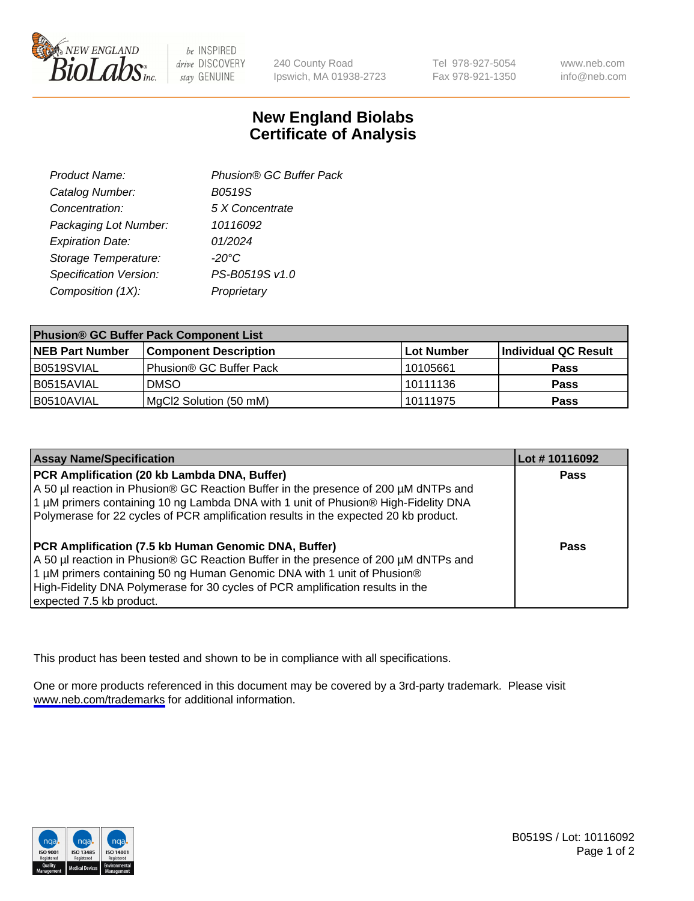# New England Biolabs Certificate of Analysis

| | |
|---|---|
| *Product Name:* | *Phusion® GC Buffer Pack* |
| *Catalog Number:* | *B0519S* |
| *Concentration:* | *5 X Concentrate* |
| *Packaging Lot Number:* | *10116092* |
| *Expiration Date:* | *01/2024* |
| *Storage Temperature:* | *-20°C* |
| *Specification Version:* | *PS-B0519S v1.0* |
| *Composition (1X):* | *Proprietary* |

| Phusion® GC Buffer Pack Component List | | | |
|---|---|---|---|
| **NEB Part Number** | **Component Description** | **Lot Number** | **Individual QC Result** |
| B0519SVIAL | Phusion® GC Buffer Pack | 10105661 | **Pass** |
| B0515AVIAL | DMSO | 10111136 | **Pass** |
| B0510AVIAL | MgCl2 Solution (50 mM) | 10111975 | **Pass** |

| Assay Name/Specification | Lot # 10116092 |
|---|---|
| **PCR Amplification (20 kb Lambda DNA, Buffer)** A 50 µl reaction in Phusion® GC Reaction Buffer in the presence of 200 µM dNTPs and 1 µM primers containing 10 ng Lambda DNA with 1 unit of Phusion® High-Fidelity DNA Polymerase for 22 cycles of PCR amplification results in the expected 20 kb product. | **Pass** |
| **PCR Amplification (7.5 kb Human Genomic DNA, Buffer)** A 50 µl reaction in Phusion® GC Reaction Buffer in the presence of 200 µM dNTPs and 1 µM primers containing 50 ng Human Genomic DNA with 1 unit of Phusion® High-Fidelity DNA Polymerase for 30 cycles of PCR amplification results in the expected 7.5 kb product. | **Pass** |

This product has been tested and shown to be in compliance with all specifications.

One or more products referenced in this document may be covered by a 3rd-party trademark. Please visit www.neb.com/trademarks for additional information.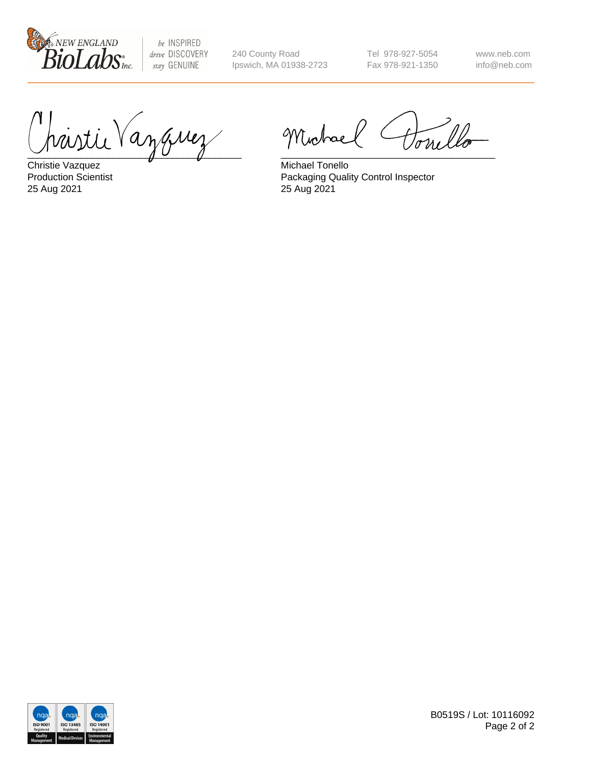Christie Vazquez
Production Scientist
25 Aug 2021

Michael Tonello
Packaging Quality Control Inspector
25 Aug 2021

B0519S / Lot: 10116092